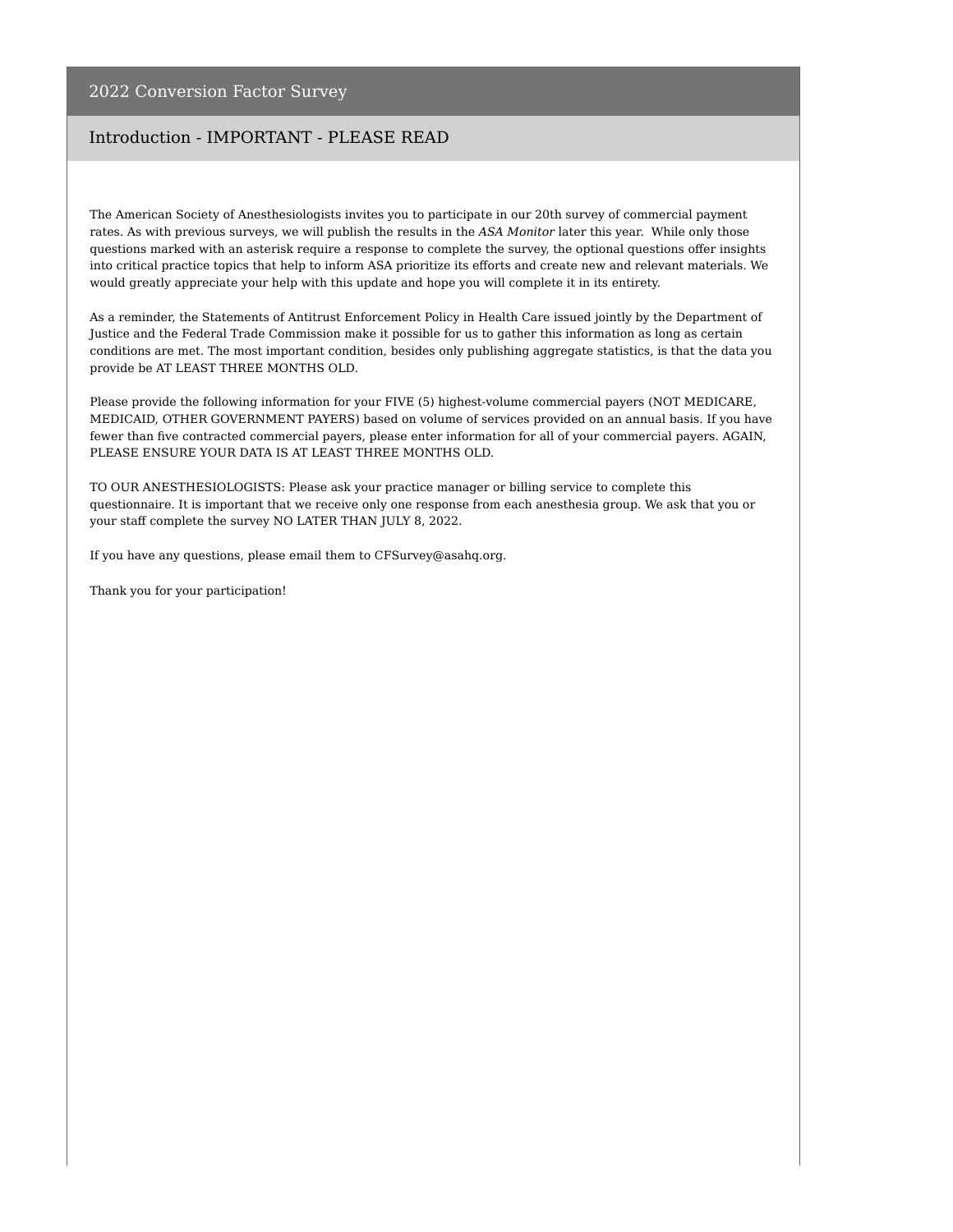# 2022 Conversion Factor Survey

## Introduction - IMPORTANT - PLEASE READ

The American Society of Anesthesiologists invites you to participate in our 20th survey of commercial payment rates. As with previous surveys, we will publish the results in the *ASA Monitor* later this year. While only those questions marked with an asterisk require a response to complete the survey, the optional questions offer insights into critical practice topics that help to inform ASA prioritize its efforts and create new and relevant materials. We would greatly appreciate your help with this update and hope you will complete it in its entirety.

As a reminder, the Statements of Antitrust Enforcement Policy in Health Care issued jointly by the Department of Justice and the Federal Trade Commission make it possible for us to gather this information as long as certain conditions are met. The most important condition, besides only publishing aggregate statistics, is that the data you provide be AT LEAST THREE MONTHS OLD.

Please provide the following information for your FIVE (5) highest-volume commercial payers (NOT MEDICARE, MEDICAID, OTHER GOVERNMENT PAYERS) based on volume of services provided on an annual basis. If you have fewer than five contracted commercial payers, please enter information for all of your commercial payers. AGAIN, PLEASE ENSURE YOUR DATA IS AT LEAST THREE MONTHS OLD.

TO OUR ANESTHESIOLOGISTS: Please ask your practice manager or billing service to complete this questionnaire. It is important that we receive only one response from each anesthesia group. We ask that you or your staff complete the survey NO LATER THAN JULY 8, 2022.

If you have any questions, please email them to CFSurvey@asahq.org.

Thank you for your participation!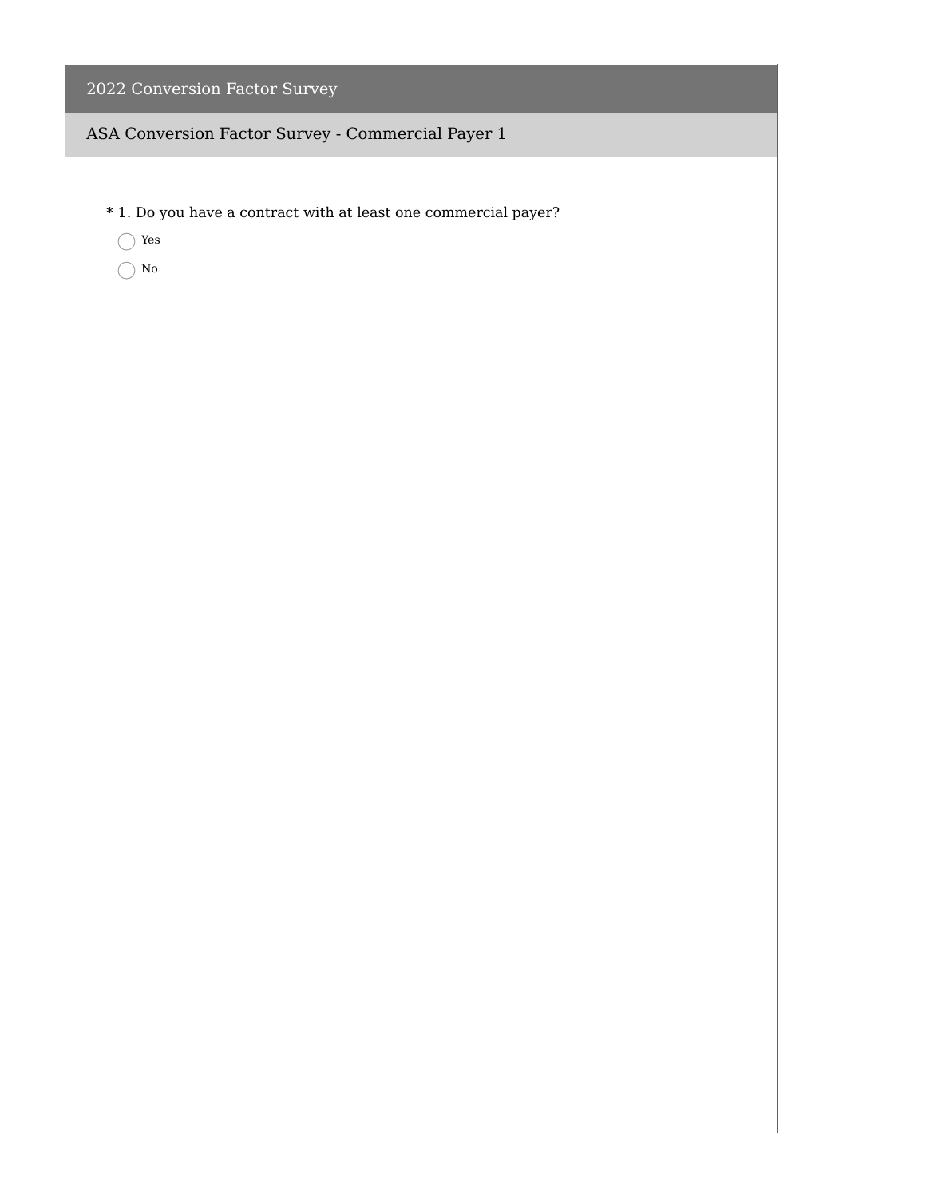# 2022 Conversion Factor Survey

## ASA Conversion Factor Survey - Commercial Payer 1

\* 1. Do you have a contract with at least one commercial payer?

- ◯ Yes
- ◯ No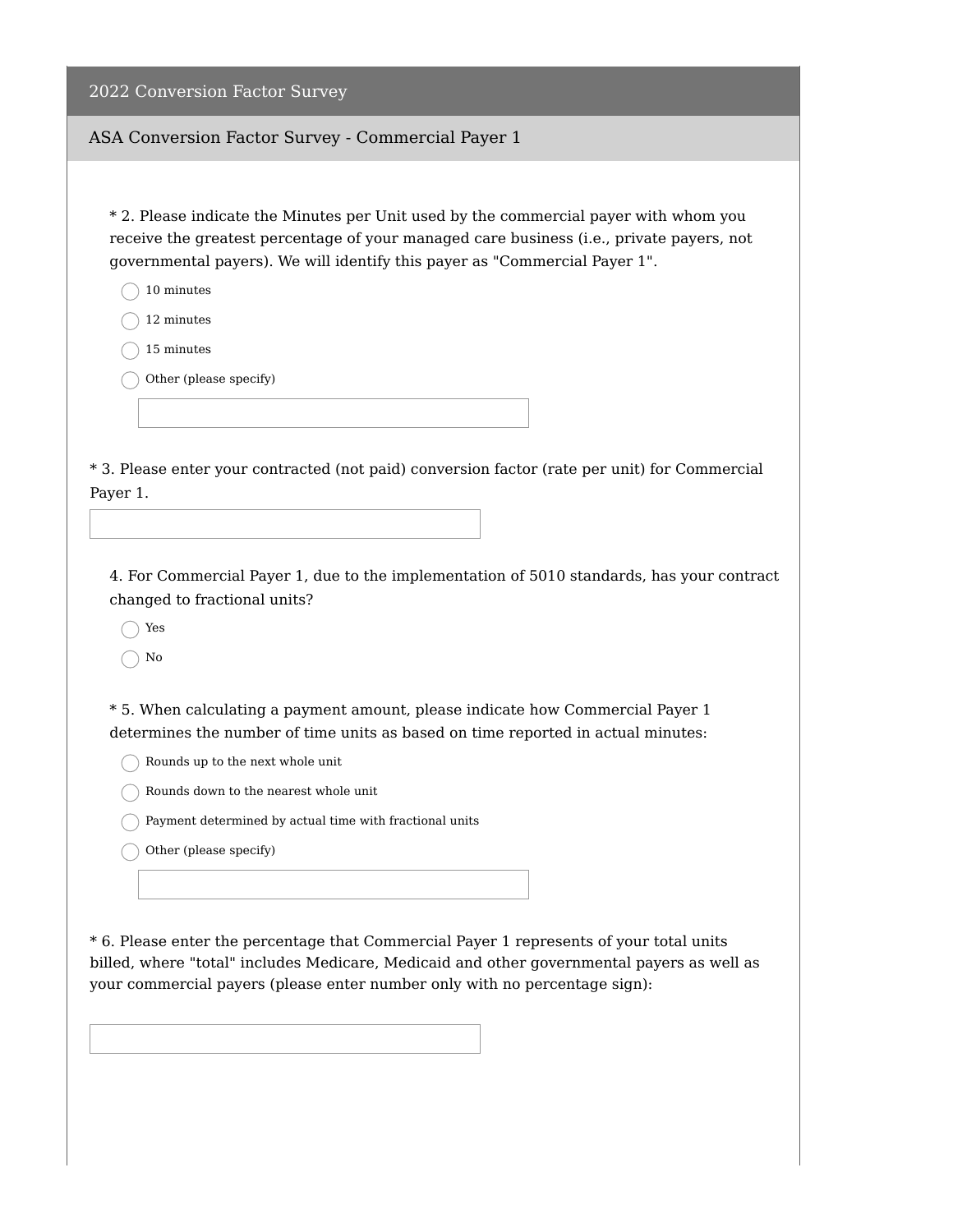# 2022 Conversion Factor Survey

## ASA Conversion Factor Survey - Commercial Payer 1

* 2. Please indicate the Minutes per Unit used by the commercial payer with whom you receive the greatest percentage of your managed care business (i.e., private payers, not governmental payers). We will identify this payer as "Commercial Payer 1".

- ◯ 10 minutes
- ◯ 12 minutes
- ◯ 15 minutes
- ◯ Other (please specify)

* 3. Please enter your contracted (not paid) conversion factor (rate per unit) for Commercial Payer 1.

4. For Commercial Payer 1, due to the implementation of 5010 standards, has your contract changed to fractional units?

- ◯ Yes
- ◯ No

* 5. When calculating a payment amount, please indicate how Commercial Payer 1 determines the number of time units as based on time reported in actual minutes:

- ◯ Rounds up to the next whole unit
- ◯ Rounds down to the nearest whole unit
- ◯ Payment determined by actual time with fractional units
- ◯ Other (please specify)

* 6. Please enter the percentage that Commercial Payer 1 represents of your total units billed, where "total" includes Medicare, Medicaid and other governmental payers as well as your commercial payers (please enter number only with no percentage sign):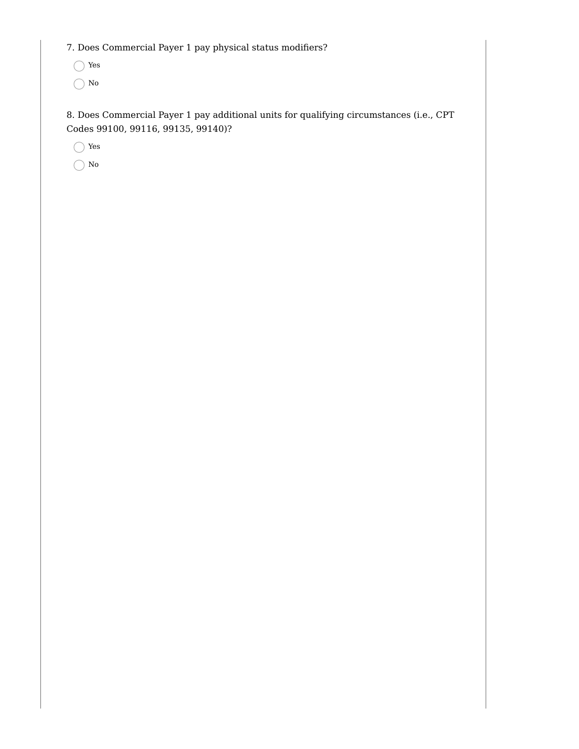7. Does Commercial Payer 1 pay physical status modifiers?

- ◯ Yes
- ◯ No

8. Does Commercial Payer 1 pay additional units for qualifying circumstances (i.e., CPT Codes 99100, 99116, 99135, 99140)?

- ◯ Yes
- ◯ No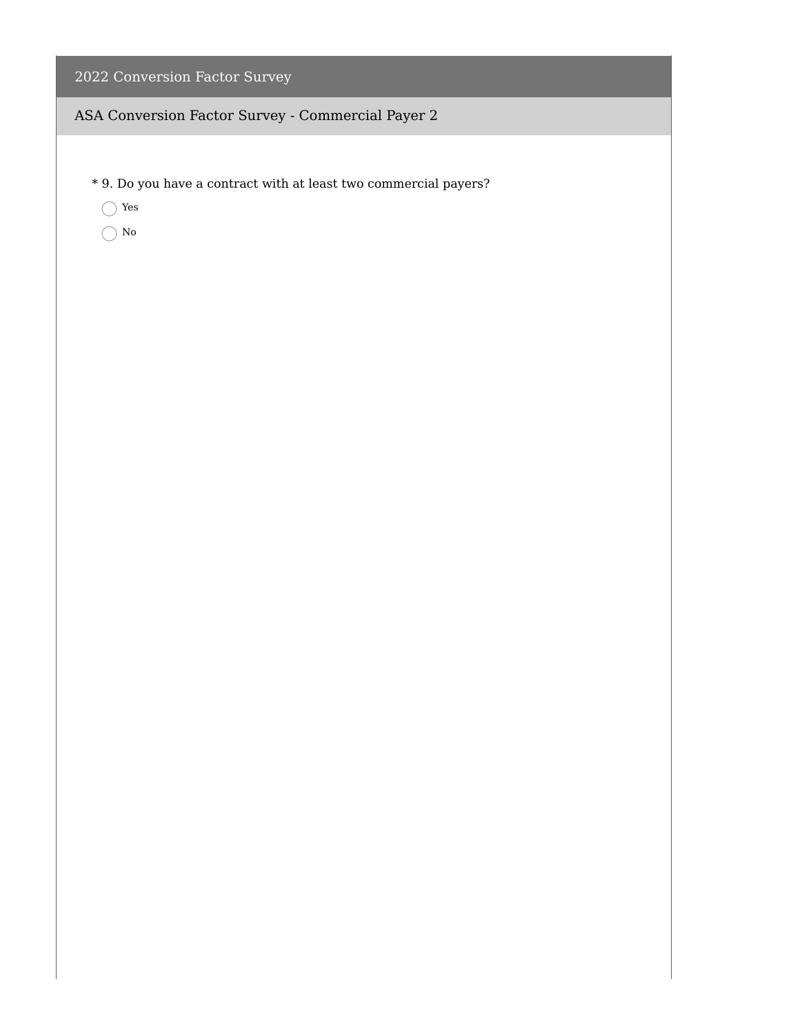# 2022 Conversion Factor Survey

## ASA Conversion Factor Survey - Commercial Payer 2

\* 9. Do you have a contract with at least two commercial payers?

- ◯ Yes
- ◯ No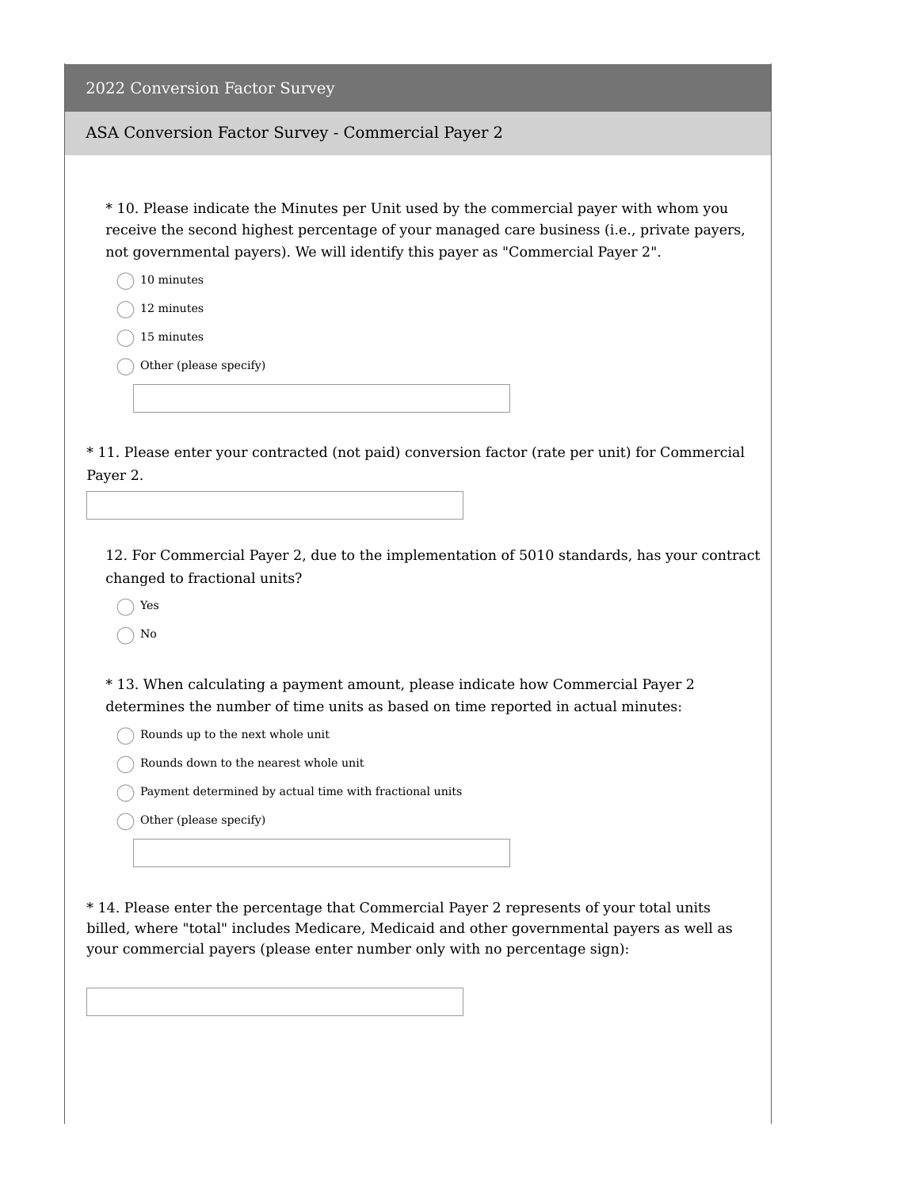## 2022 Conversion Factor Survey

### ASA Conversion Factor Survey - Commercial Payer 2

* 10. Please indicate the Minutes per Unit used by the commercial payer with whom you receive the second highest percentage of your managed care business (i.e., private payers, not governmental payers). We will identify this payer as "Commercial Payer 2".

- ○ 10 minutes
- ○ 12 minutes
- ○ 15 minutes
- ○ Other (please specify)

\_\_\_\_\_\_\_\_\_\_\_\_\_\_\_\_\_\_\_\_

* 11. Please enter your contracted (not paid) conversion factor (rate per unit) for Commercial Payer 2.

\_\_\_\_\_\_\_\_\_\_\_\_\_\_\_\_\_\_\_\_

12. For Commercial Payer 2, due to the implementation of 5010 standards, has your contract changed to fractional units?

- ○ Yes
- ○ No

* 13. When calculating a payment amount, please indicate how Commercial Payer 2 determines the number of time units as based on time reported in actual minutes:

- ○ Rounds up to the next whole unit
- ○ Rounds down to the nearest whole unit
- ○ Payment determined by actual time with fractional units
- ○ Other (please specify)

\_\_\_\_\_\_\_\_\_\_\_\_\_\_\_\_\_\_\_\_

* 14. Please enter the percentage that Commercial Payer 2 represents of your total units billed, where "total" includes Medicare, Medicaid and other governmental payers as well as your commercial payers (please enter number only with no percentage sign):

\_\_\_\_\_\_\_\_\_\_\_\_\_\_\_\_\_\_\_\_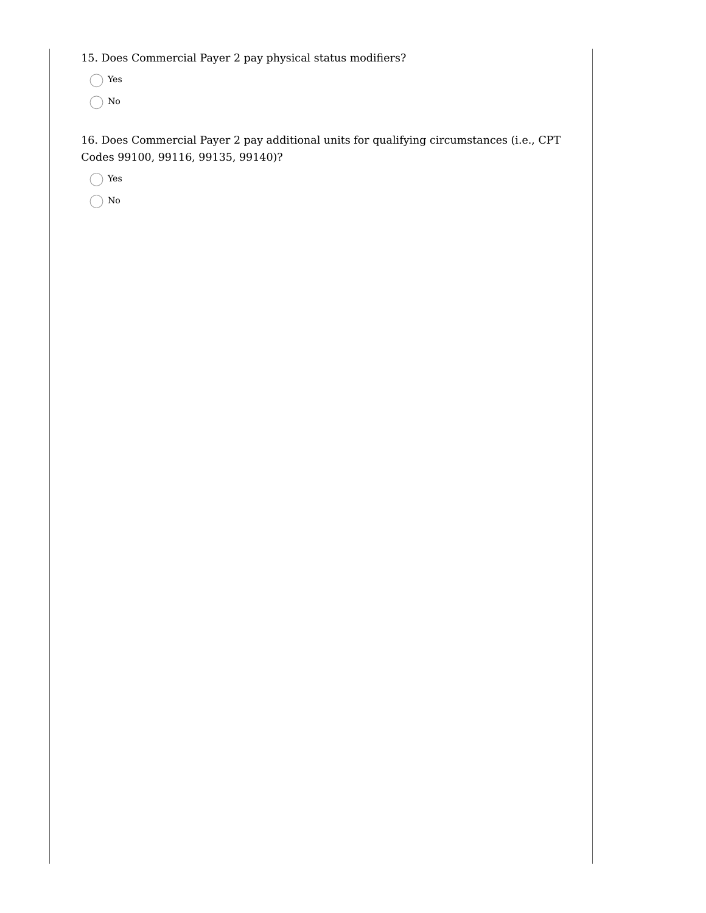15. Does Commercial Payer 2 pay physical status modifiers?

- ◯ Yes
- ◯ No

16. Does Commercial Payer 2 pay additional units for qualifying circumstances (i.e., CPT Codes 99100, 99116, 99135, 99140)?

- ◯ Yes
- ◯ No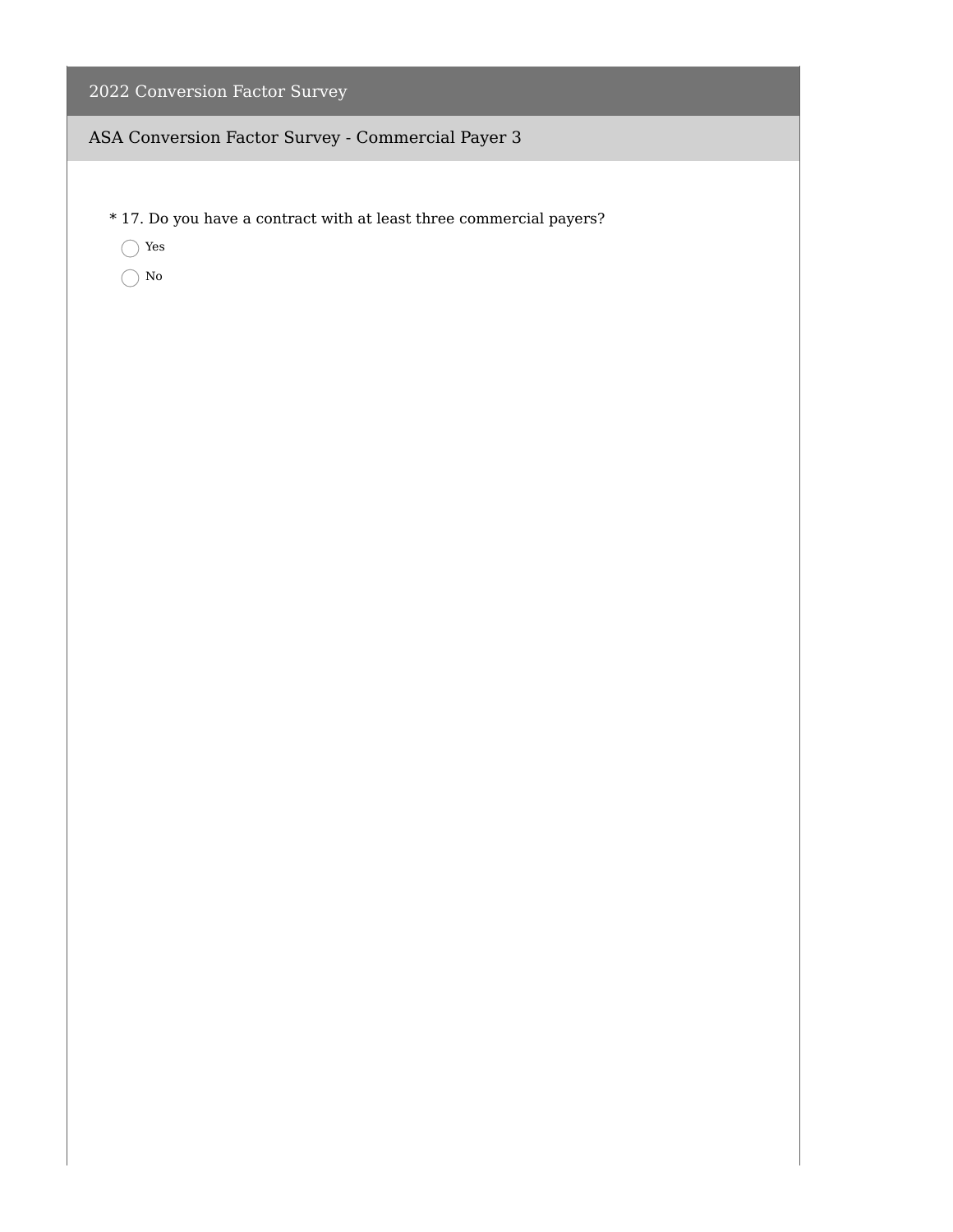# 2022 Conversion Factor Survey

## ASA Conversion Factor Survey - Commercial Payer 3

* 17. Do you have a contract with at least three commercial payers?

- ◯ Yes
- ◯ No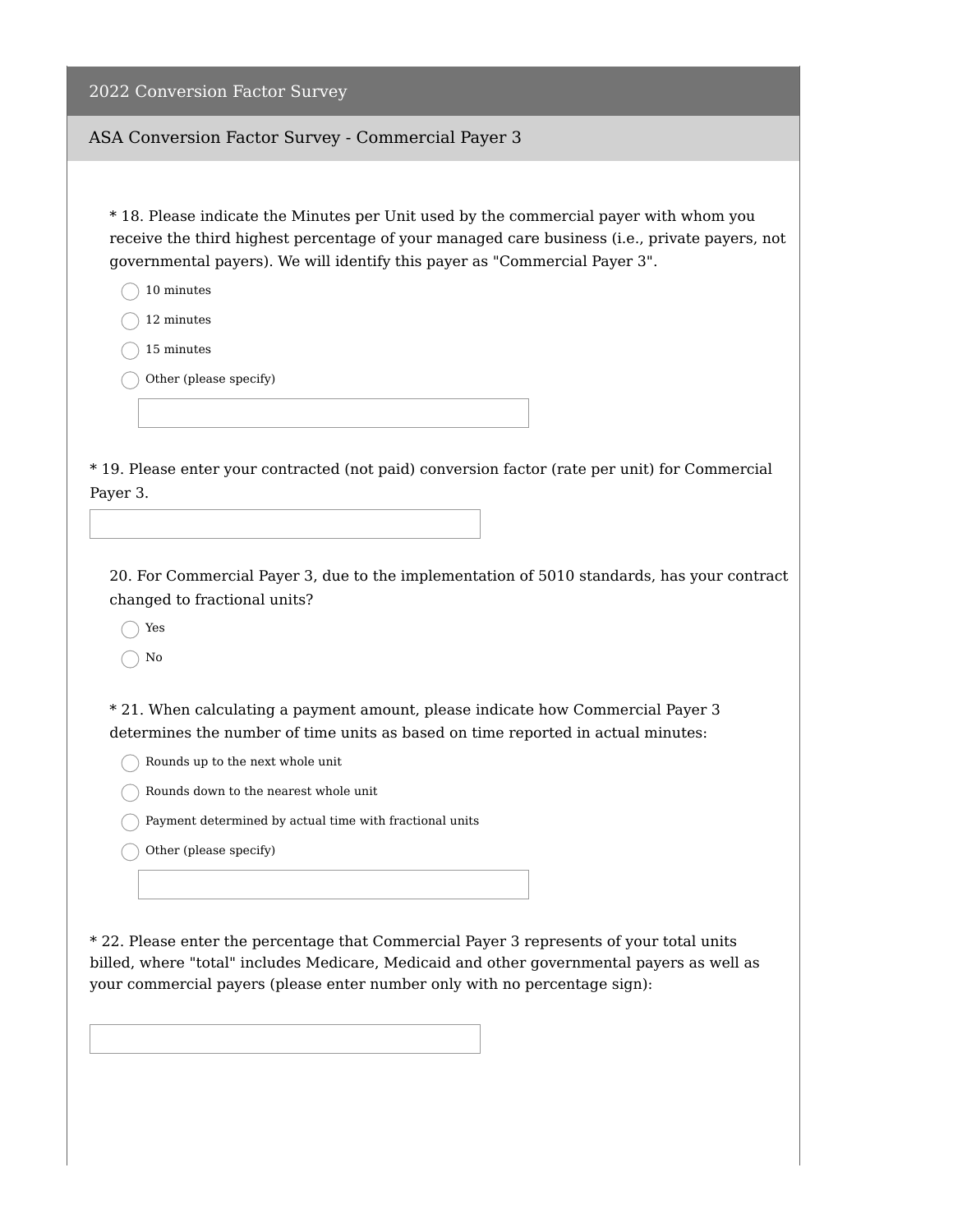## 2022 Conversion Factor Survey

### ASA Conversion Factor Survey - Commercial Payer 3

\* 18. Please indicate the Minutes per Unit used by the commercial payer with whom you receive the third highest percentage of your managed care business (i.e., private payers, not governmental payers). We will identify this payer as "Commercial Payer 3".

- ◯ 10 minutes
- ◯ 12 minutes
- ◯ 15 minutes
- ◯ Other (please specify)

\* 19. Please enter your contracted (not paid) conversion factor (rate per unit) for Commercial Payer 3.

20. For Commercial Payer 3, due to the implementation of 5010 standards, has your contract changed to fractional units?

- ◯ Yes
- ◯ No

\* 21. When calculating a payment amount, please indicate how Commercial Payer 3 determines the number of time units as based on time reported in actual minutes:

- ◯ Rounds up to the next whole unit
- ◯ Rounds down to the nearest whole unit
- ◯ Payment determined by actual time with fractional units
- ◯ Other (please specify)

\* 22. Please enter the percentage that Commercial Payer 3 represents of your total units billed, where "total" includes Medicare, Medicaid and other governmental payers as well as your commercial payers (please enter number only with no percentage sign):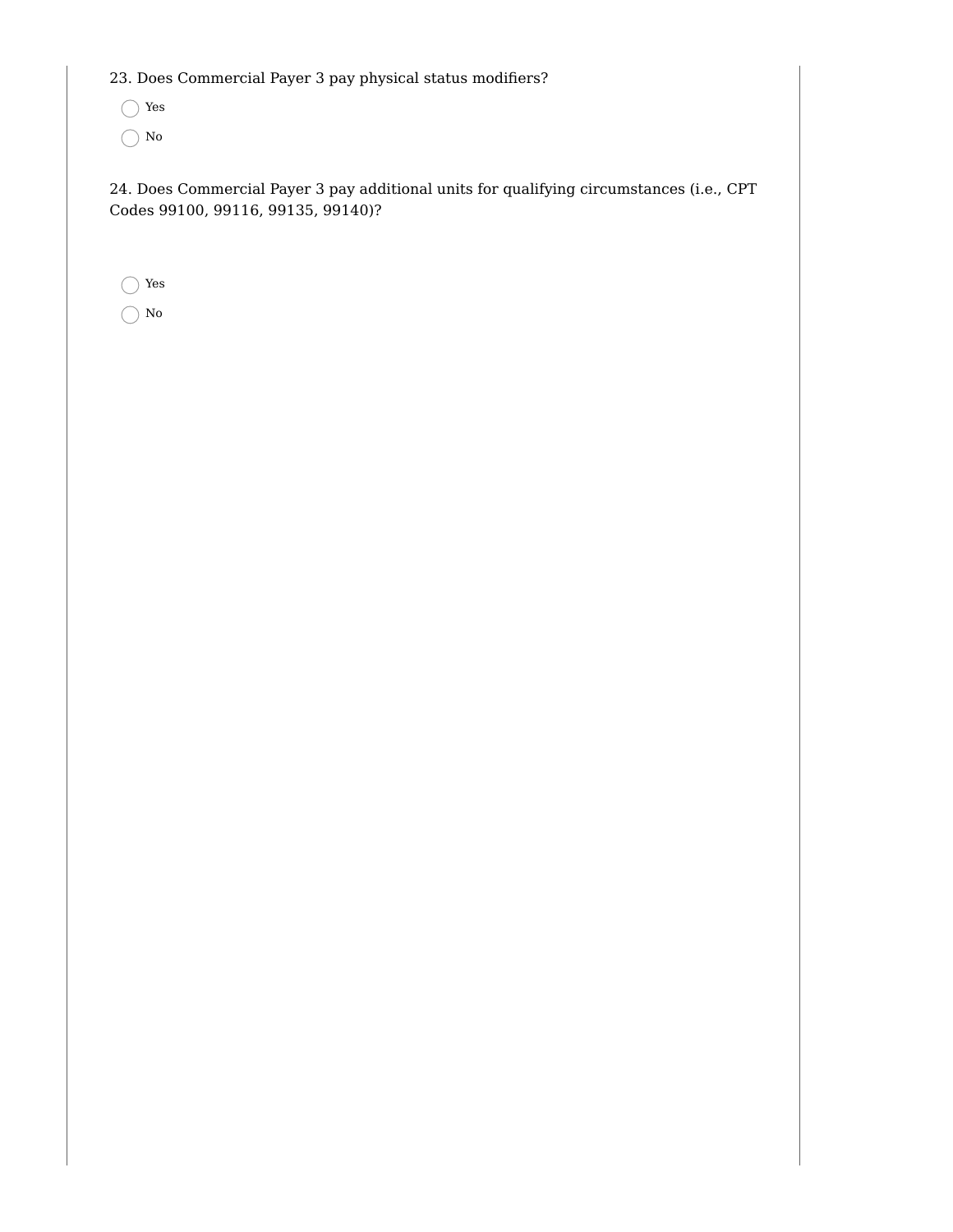23. Does Commercial Payer 3 pay physical status modifiers?

- ◯ Yes
- ◯ No

24. Does Commercial Payer 3 pay additional units for qualifying circumstances (i.e., CPT Codes 99100, 99116, 99135, 99140)?

- ◯ Yes
- ◯ No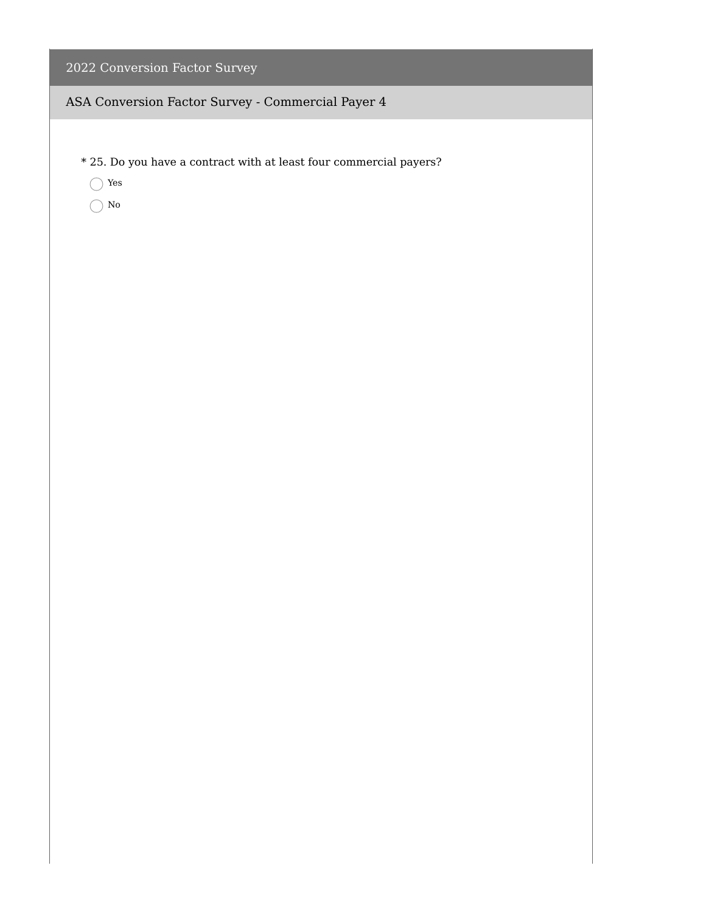# 2022 Conversion Factor Survey

## ASA Conversion Factor Survey - Commercial Payer 4

* 25. Do you have a contract with at least four commercial payers?

- ◯ Yes
- ◯ No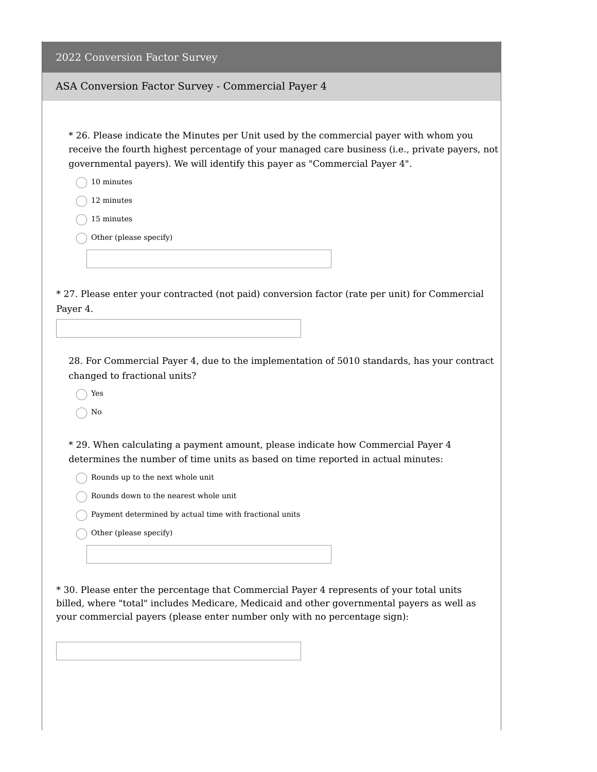## 2022 Conversion Factor Survey

### ASA Conversion Factor Survey - Commercial Payer 4

* 26. Please indicate the Minutes per Unit used by the commercial payer with whom you receive the fourth highest percentage of your managed care business (i.e., private payers, not governmental payers). We will identify this payer as "Commercial Payer 4".

- ◯ 10 minutes
- ◯ 12 minutes
- ◯ 15 minutes
- ◯ Other (please specify)

______________________

* 27. Please enter your contracted (not paid) conversion factor (rate per unit) for Commercial Payer 4.

______________________

28. For Commercial Payer 4, due to the implementation of 5010 standards, has your contract changed to fractional units?

- ◯ Yes
- ◯ No

* 29. When calculating a payment amount, please indicate how Commercial Payer 4 determines the number of time units as based on time reported in actual minutes:

- ◯ Rounds up to the next whole unit
- ◯ Rounds down to the nearest whole unit
- ◯ Payment determined by actual time with fractional units
- ◯ Other (please specify)

______________________

* 30. Please enter the percentage that Commercial Payer 4 represents of your total units billed, where "total" includes Medicare, Medicaid and other governmental payers as well as your commercial payers (please enter number only with no percentage sign):

______________________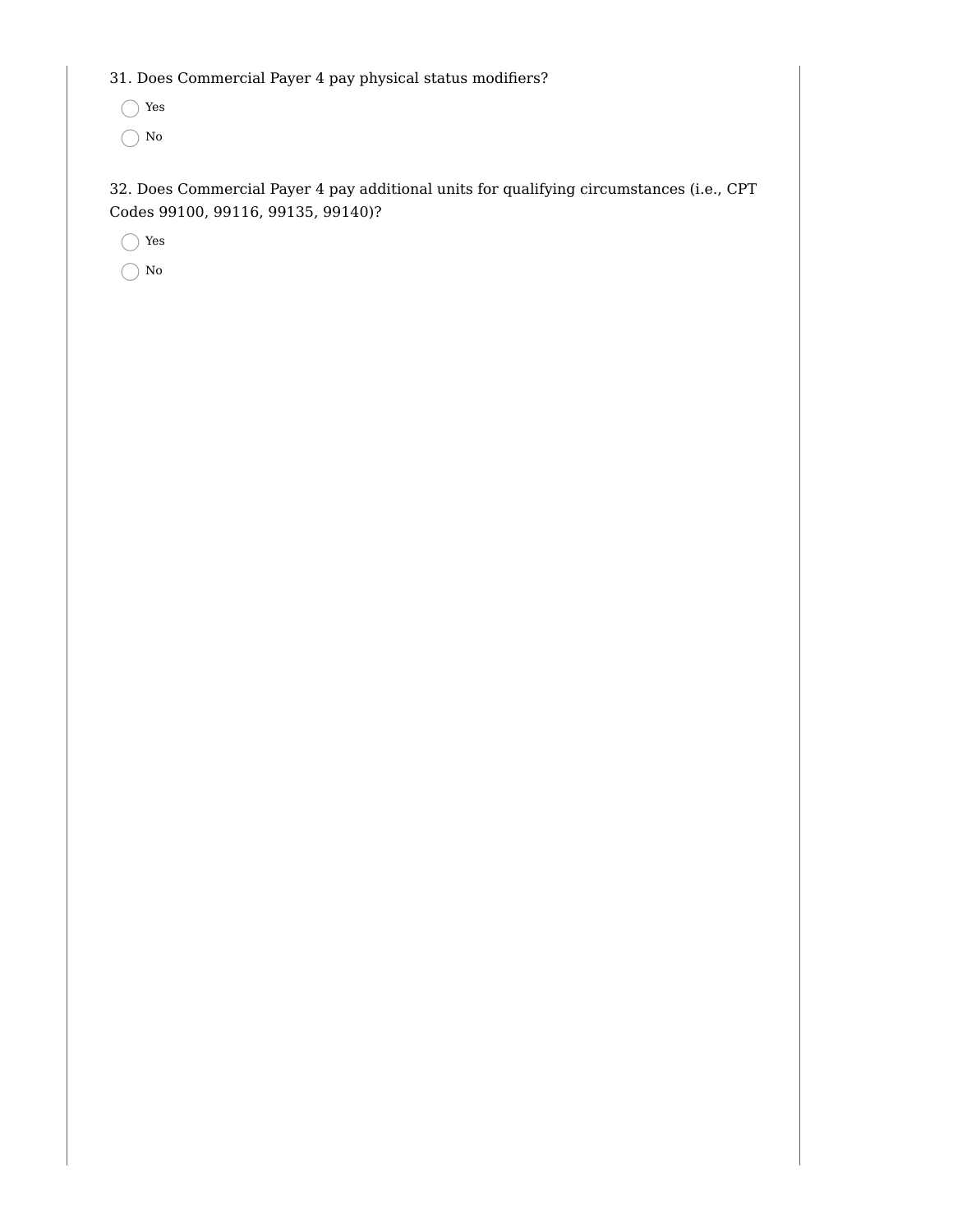31. Does Commercial Payer 4 pay physical status modifiers?

- ○ Yes
- ○ No

32. Does Commercial Payer 4 pay additional units for qualifying circumstances (i.e., CPT Codes 99100, 99116, 99135, 99140)?

- ○ Yes
- ○ No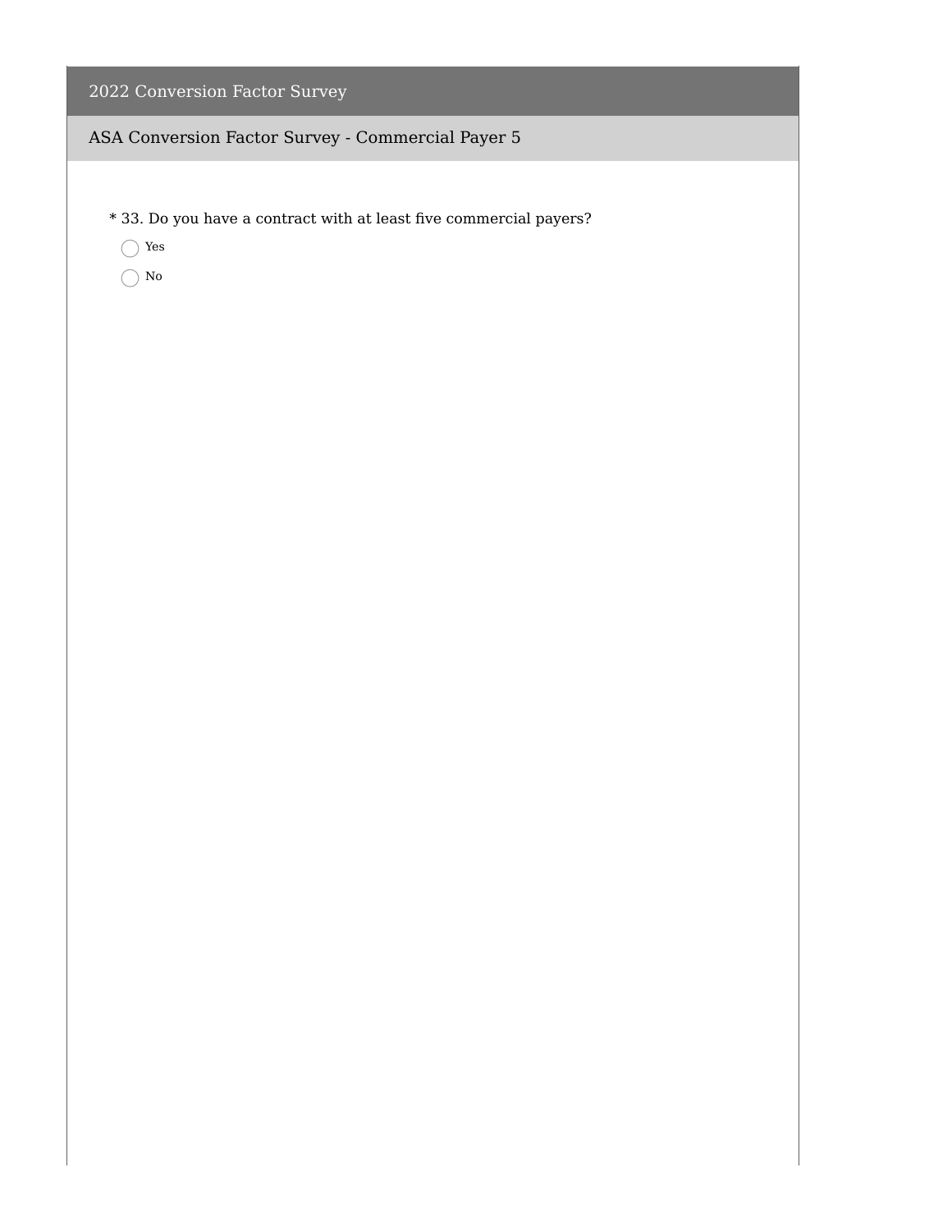## 2022 Conversion Factor Survey

### ASA Conversion Factor Survey - Commercial Payer 5

\* 33. Do you have a contract with at least five commercial payers?

- ◯ Yes
- ◯ No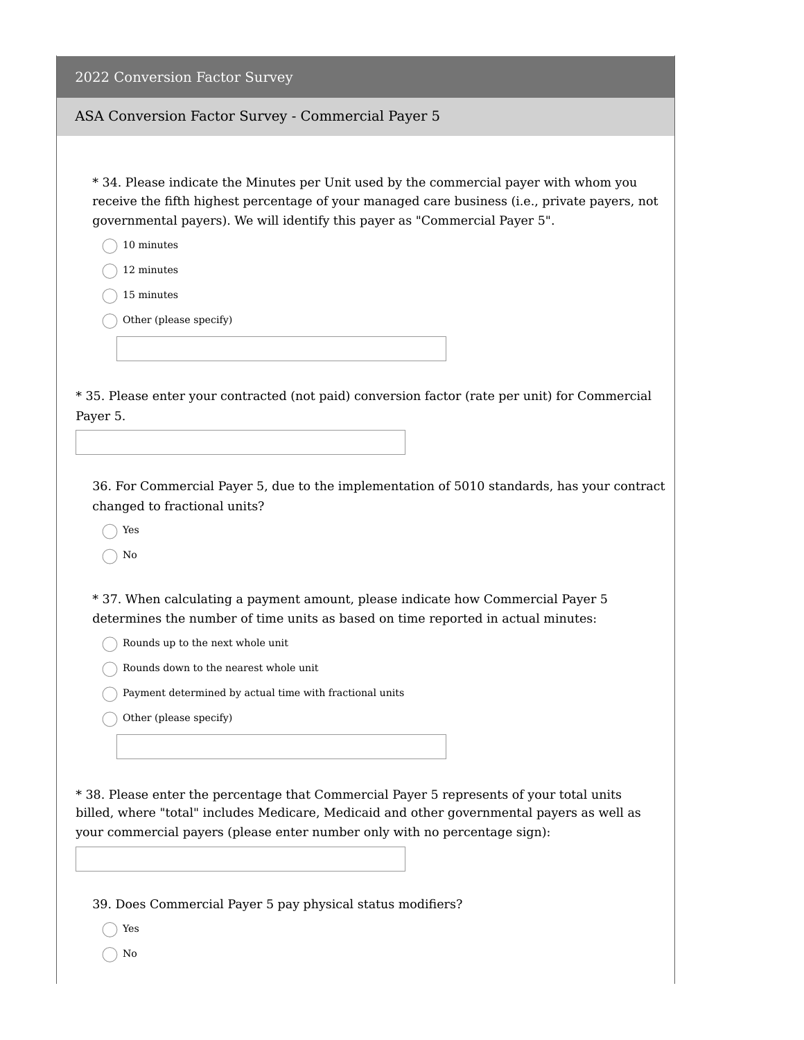## 2022 Conversion Factor Survey

### ASA Conversion Factor Survey - Commercial Payer 5

\* 34. Please indicate the Minutes per Unit used by the commercial payer with whom you receive the fifth highest percentage of your managed care business (i.e., private payers, not governmental payers). We will identify this payer as "Commercial Payer 5".

- ◯ 10 minutes
- ◯ 12 minutes
- ◯ 15 minutes
- ◯ Other (please specify)

\_\_\_\_\_\_\_\_\_\_\_\_\_\_\_\_\_\_\_\_

\* 35. Please enter your contracted (not paid) conversion factor (rate per unit) for Commercial Payer 5.

\_\_\_\_\_\_\_\_\_\_\_\_\_\_\_\_\_\_\_\_

36. For Commercial Payer 5, due to the implementation of 5010 standards, has your contract changed to fractional units?

- ◯ Yes
- ◯ No

\* 37. When calculating a payment amount, please indicate how Commercial Payer 5 determines the number of time units as based on time reported in actual minutes:

- ◯ Rounds up to the next whole unit
- ◯ Rounds down to the nearest whole unit
- ◯ Payment determined by actual time with fractional units
- ◯ Other (please specify)

\_\_\_\_\_\_\_\_\_\_\_\_\_\_\_\_\_\_\_\_

\* 38. Please enter the percentage that Commercial Payer 5 represents of your total units billed, where "total" includes Medicare, Medicaid and other governmental payers as well as your commercial payers (please enter number only with no percentage sign):

\_\_\_\_\_\_\_\_\_\_\_\_\_\_\_\_\_\_\_\_

39. Does Commercial Payer 5 pay physical status modifiers?

- ◯ Yes
- ◯ No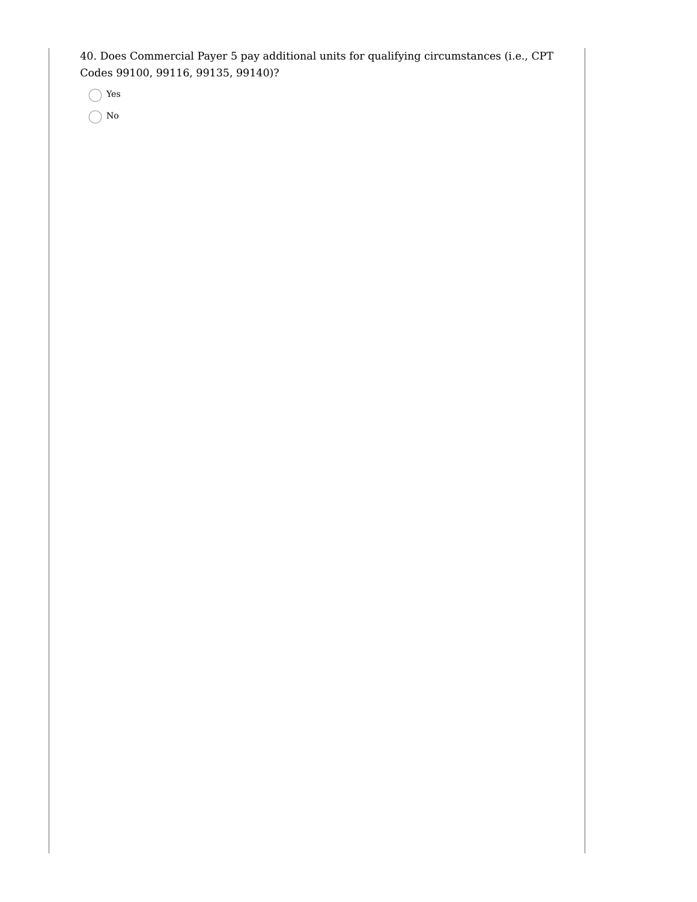40. Does Commercial Payer 5 pay additional units for qualifying circumstances (i.e., CPT Codes 99100, 99116, 99135, 99140)?

- ◯ Yes
- ◯ No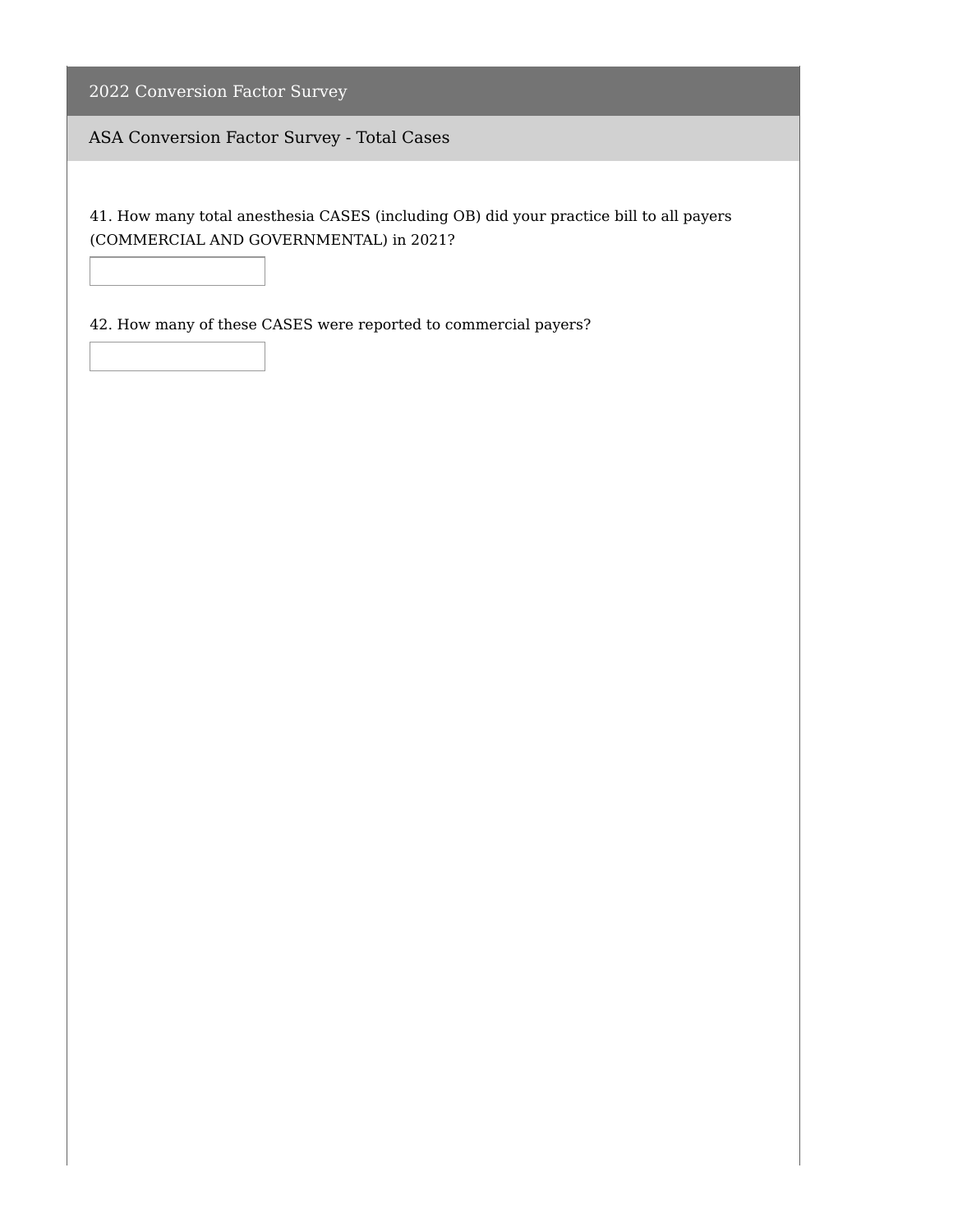## 2022 Conversion Factor Survey

### ASA Conversion Factor Survey - Total Cases

41. How many total anesthesia CASES (including OB) did your practice bill to all payers (COMMERCIAL AND GOVERNMENTAL) in 2021?

42. How many of these CASES were reported to commercial payers?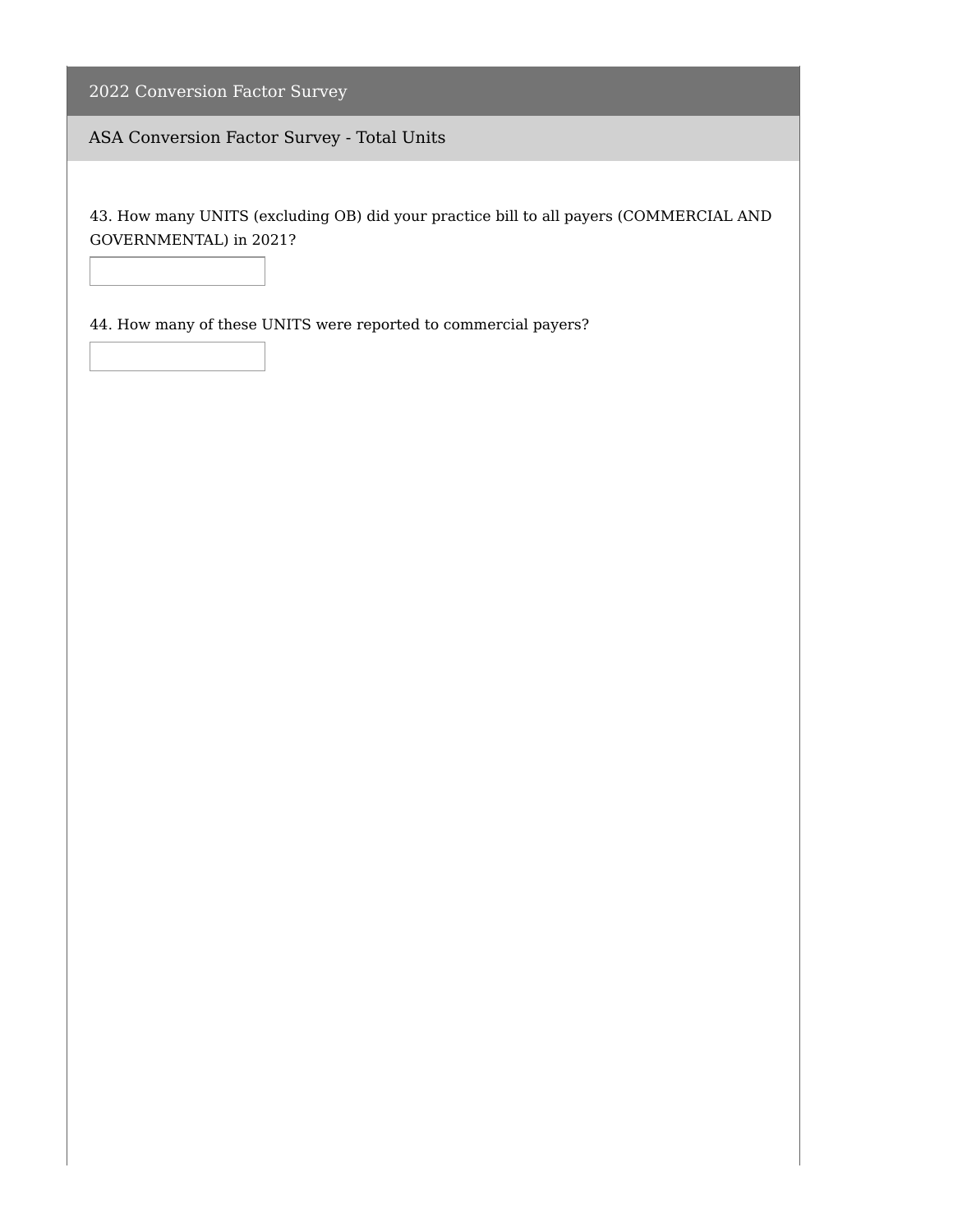## 2022 Conversion Factor Survey

### ASA Conversion Factor Survey - Total Units

43. How many UNITS (excluding OB) did your practice bill to all payers (COMMERCIAL AND GOVERNMENTAL) in 2021?

44. How many of these UNITS were reported to commercial payers?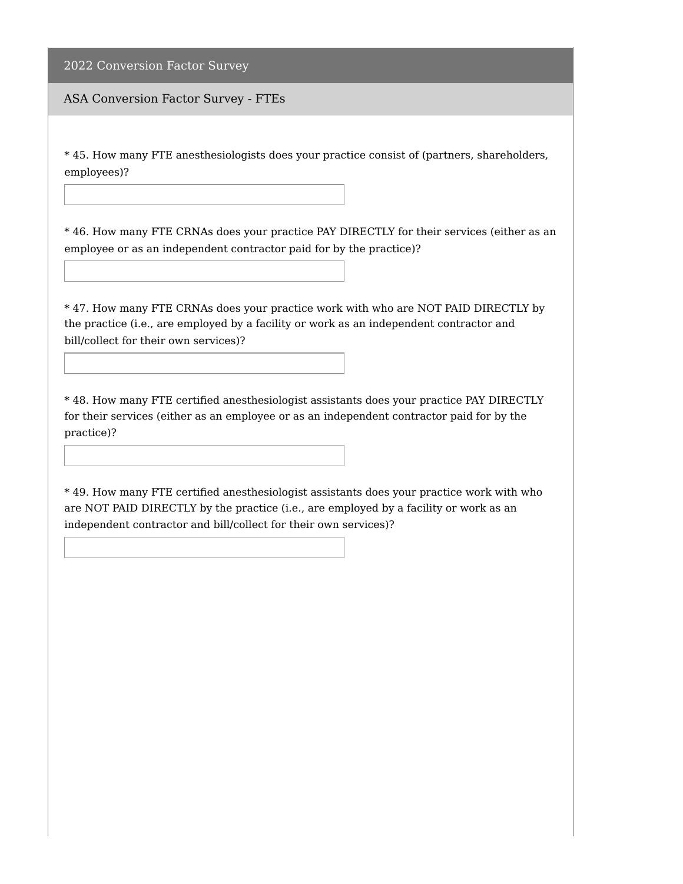## 2022 Conversion Factor Survey

### ASA Conversion Factor Survey - FTEs

* 45. How many FTE anesthesiologists does your practice consist of (partners, shareholders, employees)?

* 46. How many FTE CRNAs does your practice PAY DIRECTLY for their services (either as an employee or as an independent contractor paid for by the practice)?

* 47. How many FTE CRNAs does your practice work with who are NOT PAID DIRECTLY by the practice (i.e., are employed by a facility or work as an independent contractor and bill/collect for their own services)?

* 48. How many FTE certified anesthesiologist assistants does your practice PAY DIRECTLY for their services (either as an employee or as an independent contractor paid for by the practice)?

* 49. How many FTE certified anesthesiologist assistants does your practice work with who are NOT PAID DIRECTLY by the practice (i.e., are employed by a facility or work as an independent contractor and bill/collect for their own services)?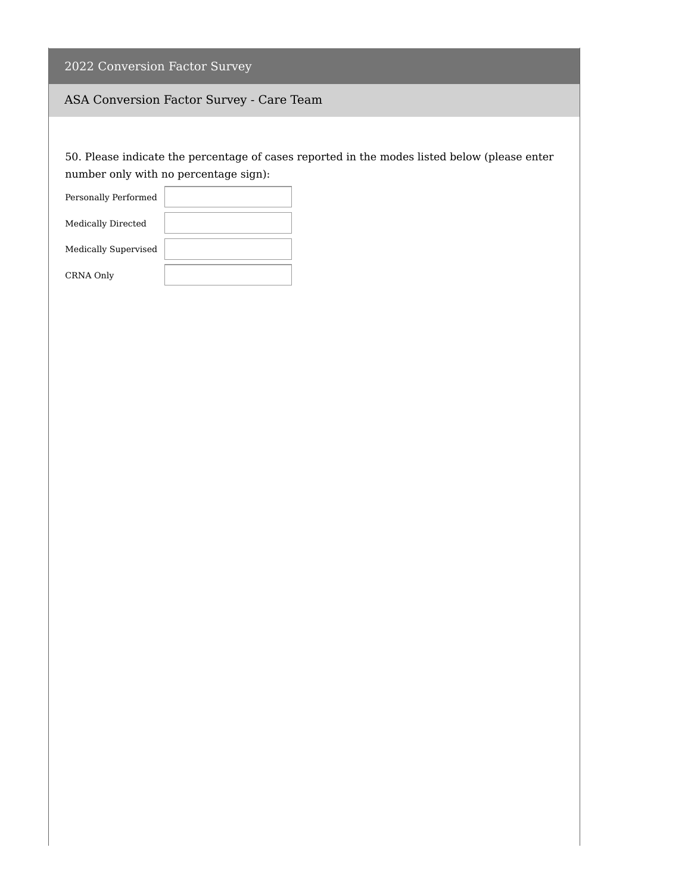## 2022 Conversion Factor Survey

### ASA Conversion Factor Survey - Care Team

50. Please indicate the percentage of cases reported in the modes listed below (please enter number only with no percentage sign):

| | |
|---|---|
| Personally Performed | |
| Medically Directed | |
| Medically Supervised | |
| CRNA Only | |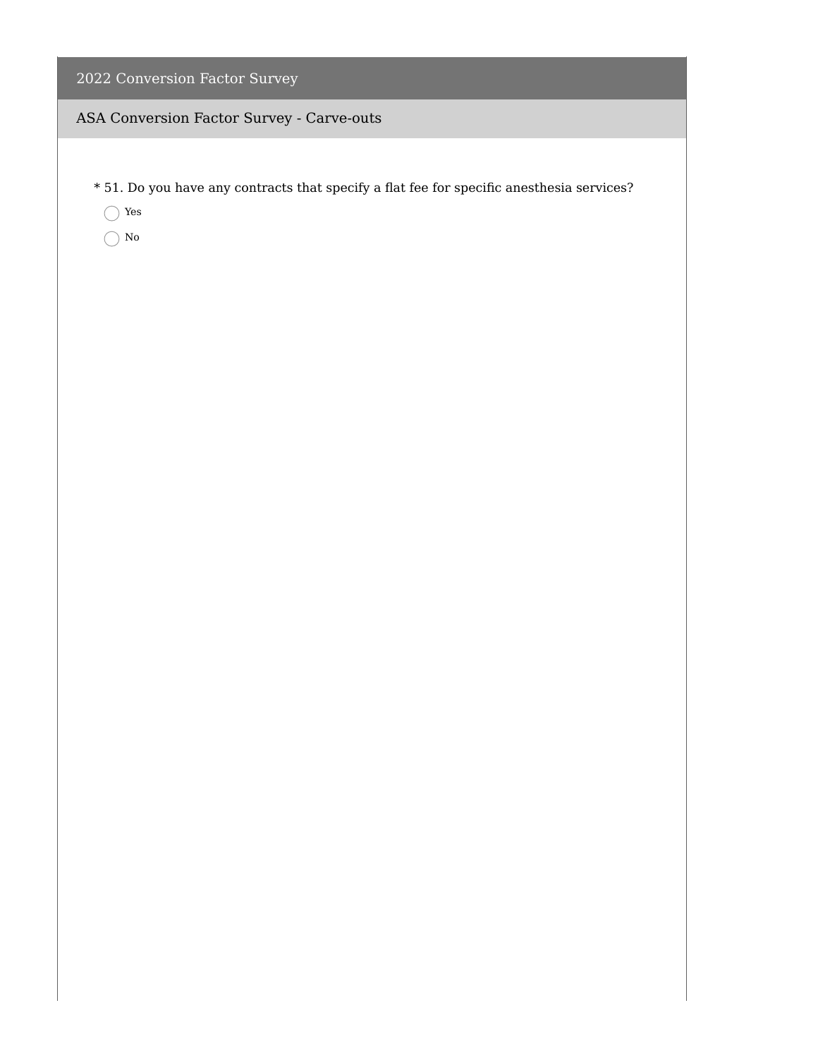# 2022 Conversion Factor Survey

## ASA Conversion Factor Survey - Carve-outs

* 51. Do you have any contracts that specify a flat fee for specific anesthesia services?

- ◯ Yes
- ◯ No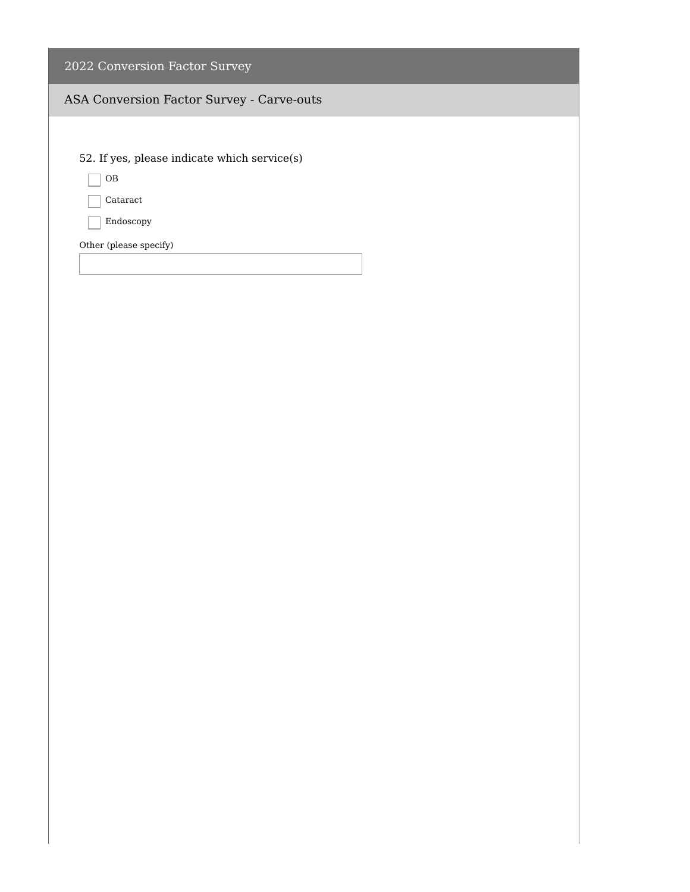# 2022 Conversion Factor Survey

## ASA Conversion Factor Survey - Carve-outs

52. If yes, please indicate which service(s)

- [ ] OB
- [ ] Cataract
- [ ] Endoscopy

Other (please specify)

_______________________________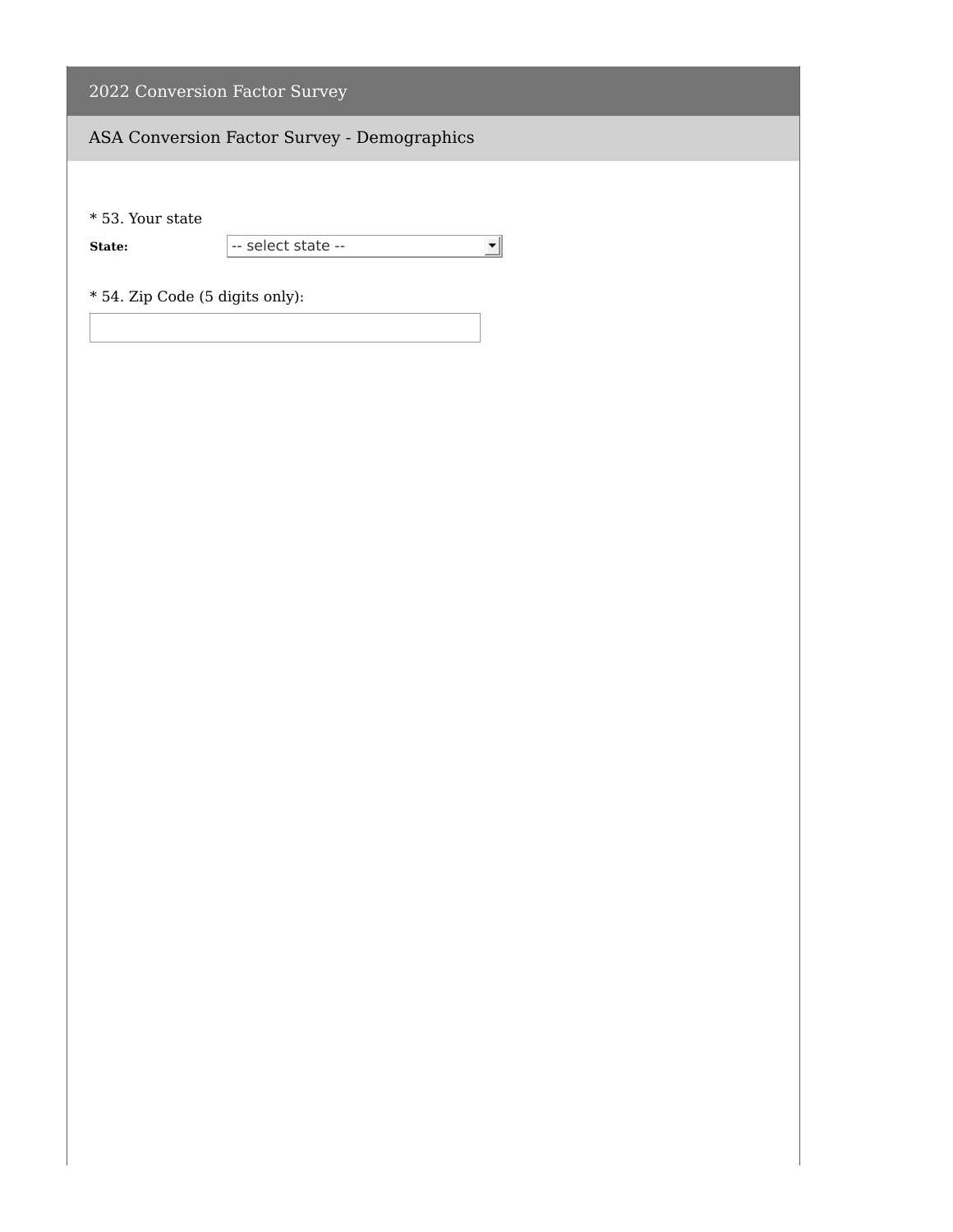# 2022 Conversion Factor Survey

## ASA Conversion Factor Survey - Demographics

* 53. Your state

**State:** -- select state --

* 54. Zip Code (5 digits only):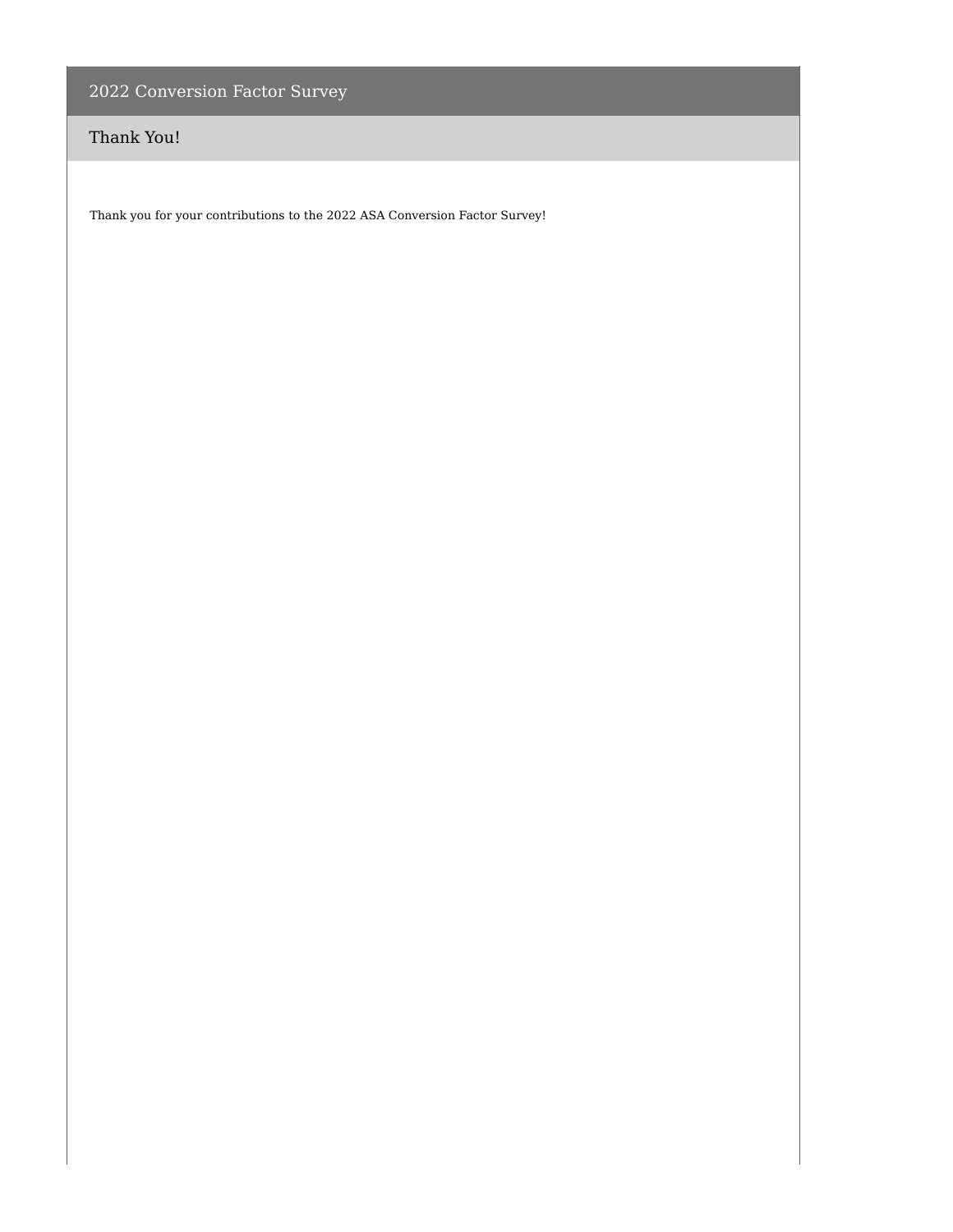## Thank You!

Thank you for your contributions to the 2022 ASA Conversion Factor Survey!